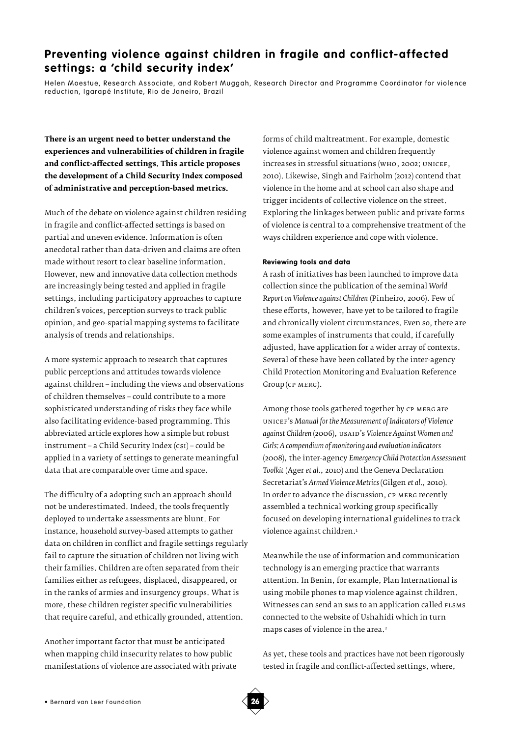# Preventing violence against children in fragile and conflict-affected settings: a 'child security index'

Helen Moestue, Research Associate, and Robert Muggah, Research Director and Programme Coordinator for violence reduction, Igarapé Institute, Rio de Janeiro, Brazil

**There is an urgent need to better understand the experiences and vulnerabilities of children in fragile and conflict-affected settings. This article proposes the development of a Child Security Index composed of administrative and perception-based metrics.**

Much of the debate on violence against children residing in fragile and conflict-affected settings is based on partial and uneven evidence. Information is often anecdotal rather than data-driven and claims are often made without resort to clear baseline information. However, new and innovative data collection methods are increasingly being tested and applied in fragile settings, including participatory approaches to capture children's voices, perception surveys to track public opinion, and geo-spatial mapping systems to facilitate analysis of trends and relationships.

A more systemic approach to research that captures public perceptions and attitudes towards violence against children – including the views and observations of children themselves – could contribute to a more sophisticated understanding of risks they face while also facilitating evidence-based programming. This abbreviated article explores how a simple but robust instrument – a Child Security Index (CSI) – could be applied in a variety of settings to generate meaningful data that are comparable over time and space.

The difficulty of a adopting such an approach should not be underestimated. Indeed, the tools frequently deployed to undertake assessments are blunt. For instance, household survey-based attempts to gather data on children in conflict and fragile settings regularly fail to capture the situation of children not living with their families. Children are often separated from their families either as refugees, displaced, disappeared, or in the ranks of armies and insurgency groups. What is more, these children register specific vulnerabilities that require careful, and ethically grounded, attention.

Another important factor that must be anticipated when mapping child insecurity relates to how public manifestations of violence are associated with private forms of child maltreatment. For example, domestic violence against women and children frequently increases in stressful situations (WHO, 2002; UNICEF, 2010). Likewise, Singh and Fairholm (2012) contend that violence in the home and at school can also shape and trigger incidents of collective violence on the street. Exploring the linkages between public and private forms of violence is central to a comprehensive treatment of the ways children experience and cope with violence.

#### Reviewing tools and data

A rash of initiatives has been launched to improve data collection since the publication of the seminal *World Report on Violence against Children* (Pinheiro, 2006). Few of these efforts, however, have yet to be tailored to fragile and chronically violent circumstances. Even so, there are some examples of instruments that could, if carefully adjusted, have application for a wider array of contexts. Several of these have been collated by the inter-agency Child Protection Monitoring and Evaluation Reference Group (CP MERG).

Among those tools gathered together by CP MERG are UNICEF's *Manual for the Measurement of Indicators of Violence against Children* (2006), USAID's *Violence Against Women and Girls: A compendium of monitoring and evaluation indicators* (2008), the inter-agency *Emergency Child Protection Assessment Toolkit* (Ager *et al.*, 2010) and the Geneva Declaration Secretariat's *Armed Violence Metrics* (Gilgen *et al.*, 2010). In order to advance the discussion, CP MERG recently assembled a technical working group specifically focused on developing international guidelines to track violence against children.[1]

Meanwhile the use of information and communication technology is an emerging practice that warrants attention. In Benin, for example, Plan International is using mobile phones to map violence against children. Witnesses can send an SMS to an application called FLSMS connected to the website of Ushahidi which in turn maps cases of violence in the area.[2]

As yet, these tools and practices have not been rigorously tested in fragile and conflict-affected settings, where,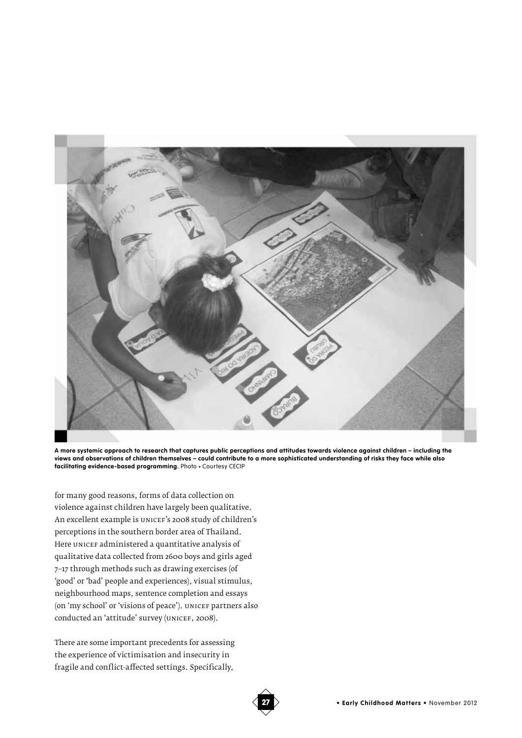**A more systemic approach to research that captures public perceptions and attitudes towards violence against children – including the views and observations of children themselves – could contribute to a more sophisticated understanding of risks they face while also facilitating evidence-based programming.** Photo • Courtesy CECIP

for many good reasons, forms of data collection on violence against children have largely been qualitative. An excellent example is UNICEF's 2008 study of children's perceptions in the southern border area of Thailand. Here UNICEF administered a quantitative analysis of qualitative data collected from 2600 boys and girls aged 7–17 through methods such as drawing exercises (of 'good' or 'bad' people and experiences), visual stimulus, neighbourhood maps, sentence completion and essays (on 'my school' or 'visions of peace'). UNICEF partners also conducted an 'attitude' survey (UNICEF, 2008).

There are some important precedents for assessing the experience of victimisation and insecurity in fragile and conflict-affected settings. Specifically,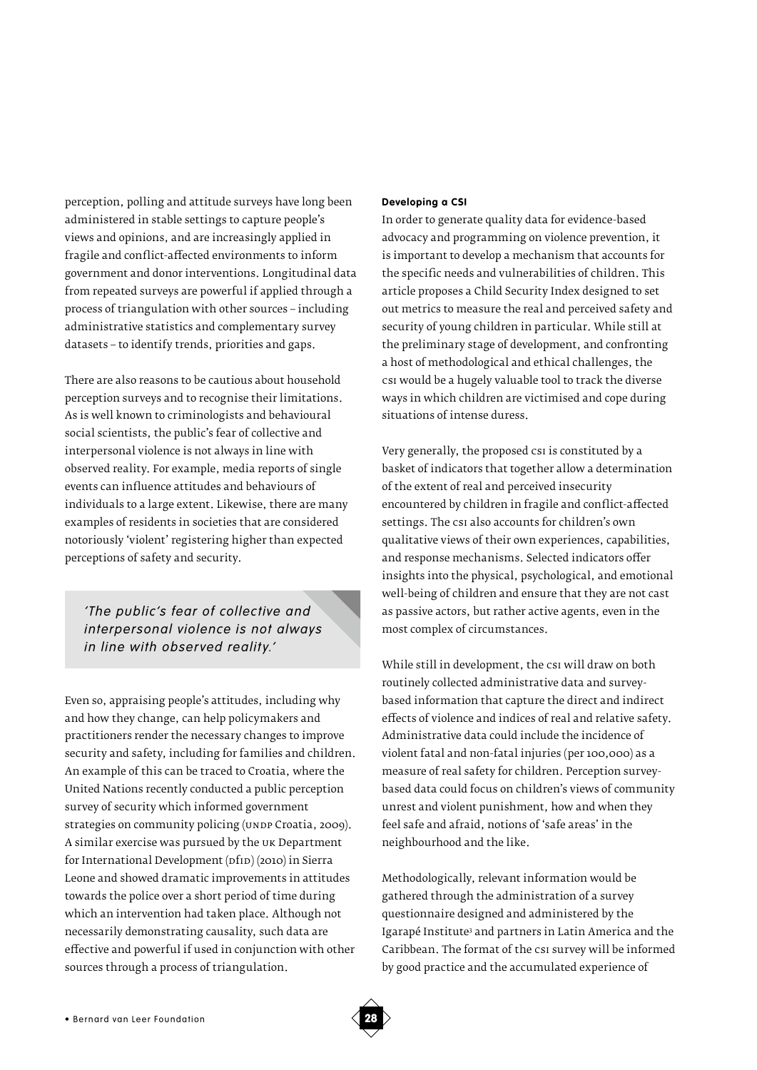perception, polling and attitude surveys have long been administered in stable settings to capture people's views and opinions, and are increasingly applied in fragile and conflict-affected environments to inform government and donor interventions. Longitudinal data from repeated surveys are powerful if applied through a process of triangulation with other sources – including administrative statistics and complementary survey datasets – to identify trends, priorities and gaps.

There are also reasons to be cautious about household perception surveys and to recognise their limitations. As is well known to criminologists and behavioural social scientists, the public's fear of collective and interpersonal violence is not always in line with observed reality. For example, media reports of single events can influence attitudes and behaviours of individuals to a large extent. Likewise, there are many examples of residents in societies that are considered notoriously 'violent' registering higher than expected perceptions of safety and security.

> *'The public's fear of collective and interpersonal violence is not always in line with observed reality.'*

Even so, appraising people's attitudes, including why and how they change, can help policymakers and practitioners render the necessary changes to improve security and safety, including for families and children. An example of this can be traced to Croatia, where the United Nations recently conducted a public perception survey of security which informed government strategies on community policing (UNDP Croatia, 2009). A similar exercise was pursued by the UK Department for International Development (DfID) (2010) in Sierra Leone and showed dramatic improvements in attitudes towards the police over a short period of time during which an intervention had taken place. Although not necessarily demonstrating causality, such data are effective and powerful if used in conjunction with other sources through a process of triangulation.

#### Developing a CSI

In order to generate quality data for evidence-based advocacy and programming on violence prevention, it is important to develop a mechanism that accounts for the specific needs and vulnerabilities of children. This article proposes a Child Security Index designed to set out metrics to measure the real and perceived safety and security of young children in particular. While still at the preliminary stage of development, and confronting a host of methodological and ethical challenges, the CSI would be a hugely valuable tool to track the diverse ways in which children are victimised and cope during situations of intense duress.

Very generally, the proposed CSI is constituted by a basket of indicators that together allow a determination of the extent of real and perceived insecurity encountered by children in fragile and conflict-affected settings. The CSI also accounts for children's own qualitative views of their own experiences, capabilities, and response mechanisms. Selected indicators offer insights into the physical, psychological, and emotional well-being of children and ensure that they are not cast as passive actors, but rather active agents, even in the most complex of circumstances.

While still in development, the CSI will draw on both routinely collected administrative data and survey-based information that capture the direct and indirect effects of violence and indices of real and relative safety. Administrative data could include the incidence of violent fatal and non-fatal injuries (per 100,000) as a measure of real safety for children. Perception survey-based data could focus on children's views of community unrest and violent punishment, how and when they feel safe and afraid, notions of 'safe areas' in the neighbourhood and the like.

Methodologically, relevant information would be gathered through the administration of a survey questionnaire designed and administered by the Igarapé Institute[3] and partners in Latin America and the Caribbean. The format of the CSI survey will be informed by good practice and the accumulated experience of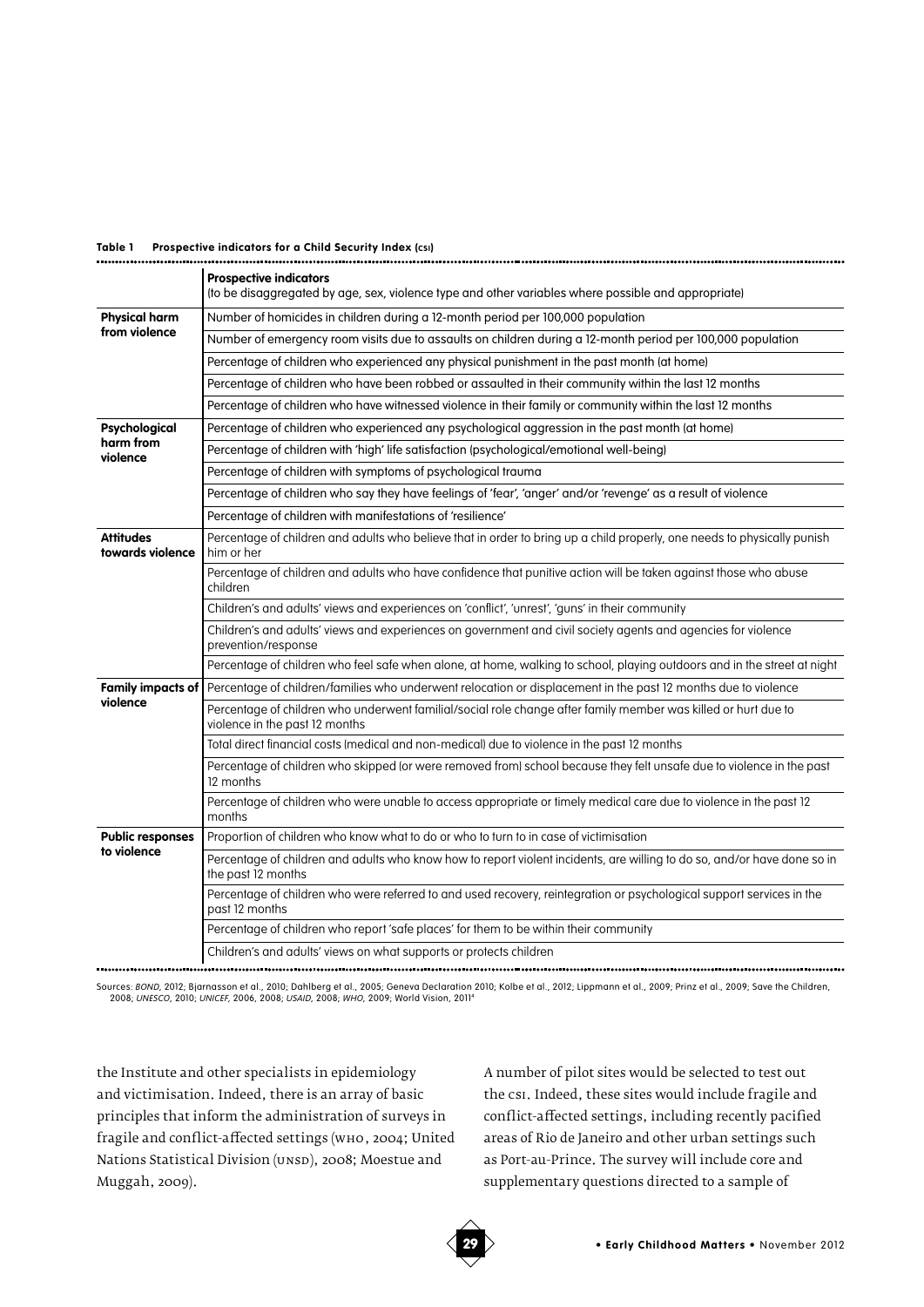**Table 1 Prospective indicators for a Child Security Index (CSI)**

| | **Prospective indicators** (to be disaggregated by age, sex, violence type and other variables where possible and appropriate) |
|---|---|
| **Physical harm from violence** | Number of homicides in children during a 12-month period per 100,000 population |
| | Number of emergency room visits due to assaults on children during a 12-month period per 100,000 population |
| | Percentage of children who experienced any physical punishment in the past month (at home) |
| | Percentage of children who have been robbed or assaulted in their community within the last 12 months |
| | Percentage of children who have witnessed violence in their family or community within the last 12 months |
| **Psychological harm from violence** | Percentage of children who experienced any psychological aggression in the past month (at home) |
| | Percentage of children with 'high' life satisfaction (psychological/emotional well-being) |
| | Percentage of children with symptoms of psychological trauma |
| | Percentage of children who say they have feelings of 'fear', 'anger' and/or 'revenge' as a result of violence |
| | Percentage of children with manifestations of 'resilience' |
| **Attitudes towards violence** | Percentage of children and adults who believe that in order to bring up a child properly, one needs to physically punish him or her |
| | Percentage of children and adults who have confidence that punitive action will be taken against those who abuse children |
| | Children's and adults' views and experiences on 'conflict', 'unrest', 'guns' in their community |
| | Children's and adults' views and experiences on government and civil society agents and agencies for violence prevention/response |
| | Percentage of children who feel safe when alone, at home, walking to school, playing outdoors and in the street at night |
| **Family impacts of violence** | Percentage of children/families who underwent relocation or displacement in the past 12 months due to violence |
| | Percentage of children who underwent familial/social role change after family member was killed or hurt due to violence in the past 12 months |
| | Total direct financial costs (medical and non-medical) due to violence in the past 12 months |
| | Percentage of children who skipped (or were removed from) school because they felt unsafe due to violence in the past 12 months |
| | Percentage of children who were unable to access appropriate or timely medical care due to violence in the past 12 months |
| **Public responses to violence** | Proportion of children who know what to do or who to turn to in case of victimisation |
| | Percentage of children and adults who know how to report violent incidents, are willing to do so, and/or have done so in the past 12 months |
| | Percentage of children who were referred to and used recovery, reintegration or psychological support services in the past 12 months |
| | Percentage of children who report 'safe places' for them to be within their community |
| | Children's and adults' views on what supports or protects children |

Sources: *BOND*, 2012; Bjarnasson et al., 2010; Dahlberg et al., 2005; Geneva Declaration 2010; Kolbe et al., 2012; Lippmann et al., 2009; Prinz et al., 2009; Save the Children, 2008; *UNESCO*, 2010; *UNICEF*, 2006, 2008; *USAID*, 2008; *WHO*, 2009; World Vision, 2011[4]

the Institute and other specialists in epidemiology and victimisation. Indeed, there is an array of basic principles that inform the administration of surveys in fragile and conflict-affected settings (WHO, 2004; United Nations Statistical Division (UNSD), 2008; Moestue and Muggah, 2009).

A number of pilot sites would be selected to test out the CSI. Indeed, these sites would include fragile and conflict-affected settings, including recently pacified areas of Rio de Janeiro and other urban settings such as Port-au-Prince. The survey will include core and supplementary questions directed to a sample of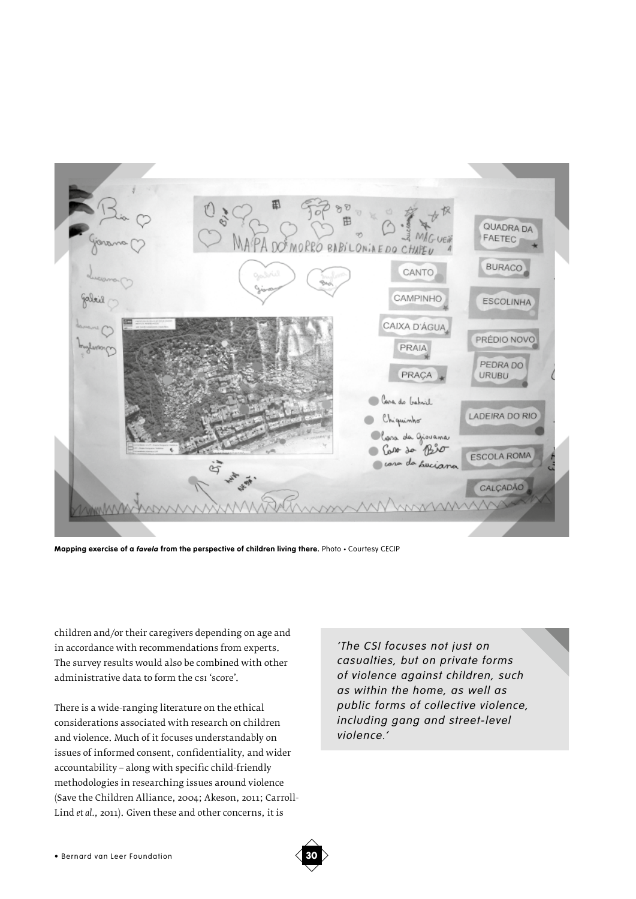**Mapping exercise of a *favela* from the perspective of children living there.** Photo • Courtesy CECIP

children and/or their caregivers depending on age and in accordance with recommendations from experts. The survey results would also be combined with other administrative data to form the CSI 'score'.

There is a wide-ranging literature on the ethical considerations associated with research on children and violence. Much of it focuses understandably on issues of informed consent, confidentiality, and wider accountability – along with specific child-friendly methodologies in researching issues around violence (Save the Children Alliance, 2004; Akeson, 2011; Carroll-Lind *et al.*, 2011). Given these and other concerns, it is

*'The CSI focuses not just on casualties, but on private forms of violence against children, such as within the home, as well as public forms of collective violence, including gang and street-level violence.'*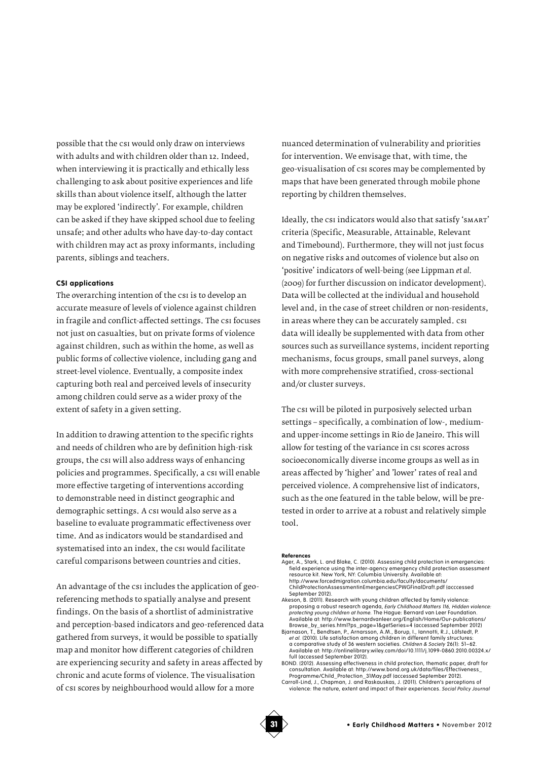possible that the CSI would only draw on interviews with adults and with children older than 12. Indeed, when interviewing it is practically and ethically less challenging to ask about positive experiences and life skills than about violence itself, although the latter may be explored 'indirectly'. For example, children can be asked if they have skipped school due to feeling unsafe; and other adults who have day-to-day contact with children may act as proxy informants, including parents, siblings and teachers.

#### CSI applications

The overarching intention of the CSI is to develop an accurate measure of levels of violence against children in fragile and conflict-affected settings. The CSI focuses not just on casualties, but on private forms of violence against children, such as within the home, as well as public forms of collective violence, including gang and street-level violence. Eventually, a composite index capturing both real and perceived levels of insecurity among children could serve as a wider proxy of the extent of safety in a given setting.

In addition to drawing attention to the specific rights and needs of children who are by definition high-risk groups, the CSI will also address ways of enhancing policies and programmes. Specifically, a CSI will enable more effective targeting of interventions according to demonstrable need in distinct geographic and demographic settings. A CSI would also serve as a baseline to evaluate programmatic effectiveness over time. And as indicators would be standardised and systematised into an index, the CSI would facilitate careful comparisons between countries and cities.

An advantage of the CSI includes the application of geo-referencing methods to spatially analyse and present findings. On the basis of a shortlist of administrative and perception-based indicators and geo-referenced data gathered from surveys, it would be possible to spatially map and monitor how different categories of children are experiencing security and safety in areas affected by chronic and acute forms of violence. The visualisation of CSI scores by neighbourhood would allow for a more nuanced determination of vulnerability and priorities for intervention. We envisage that, with time, the geo-visualisation of CSI scores may be complemented by maps that have been generated through mobile phone reporting by children themselves.

Ideally, the CSI indicators would also that satisfy 'SMART' criteria (Specific, Measurable, Attainable, Relevant and Timebound). Furthermore, they will not just focus on negative risks and outcomes of violence but also on 'positive' indicators of well-being (see Lippman *et al.* (2009) for further discussion on indicator development). Data will be collected at the individual and household level and, in the case of street children or non-residents, in areas where they can be accurately sampled. CSI data will ideally be supplemented with data from other sources such as surveillance systems, incident reporting mechanisms, focus groups, small panel surveys, along with more comprehensive stratified, cross-sectional and/or cluster surveys.

The CSI will be piloted in purposively selected urban settings – specifically, a combination of low-, medium- and upper-income settings in Rio de Janeiro. This will allow for testing of the variance in CSI scores across socioeconomically diverse income groups as well as in areas affected by 'higher' and 'lower' rates of real and perceived violence. A comprehensive list of indicators, such as the one featured in the table below, will be pre-tested in order to arrive at a robust and relatively simple tool.

#### References

Ager, A., Stark, L. and Blake, C. (2010). Assessing child protection in emergencies: field experience using the inter-agency emergency child protection assessment resource kit. New York, NY: Columbia University. Available at: http://www.forcedmigration.columbia.edu/faculty/documents/ChildProtectionAssessmentinEmergenciesCPWGFinalDraft.pdf (acccessed September 2012).

Akeson, B. (2011). Research with young children affected by family violence: proposing a robust research agenda, *Early Childhood Matters 116, Hidden violence: protecting young children at home.* The Hague: Bernard van Leer Foundation. Available at: http://www.bernardvanleer.org/English/Home/Our-publications/Browse_by_series.html?ps_page=1&getSeries=4 (accessed September 2012)

Bjarnason, T., Bendtsen, P., Arnarsson, A.M., Borup, I., Iannotti, R.J., Löfstedt, P. *et al.* (2010). Life satisfaction among children in different family structures: a comparative study of 36 western societies. *Children & Society* 26(1): 51–62. Available at: http://onlinelibrary.wiley.com/doi/10.1111/j.1099-0860.2010.00324.x/full (accessed September 2012).

BOND. (2012). Assessing effectiveness in child protection, thematic paper, draft for consultation. Available at: http://www.bond.org.uk/data/files/Effectiveness_Programme/Child_Protection_31May.pdf (accessed September 2012).

Carroll-Lind, J., Chapman, J. and Raskauskas, J. (2011). Children's perceptions of violence: the nature, extent and impact of their experiences. *Social Policy Journal*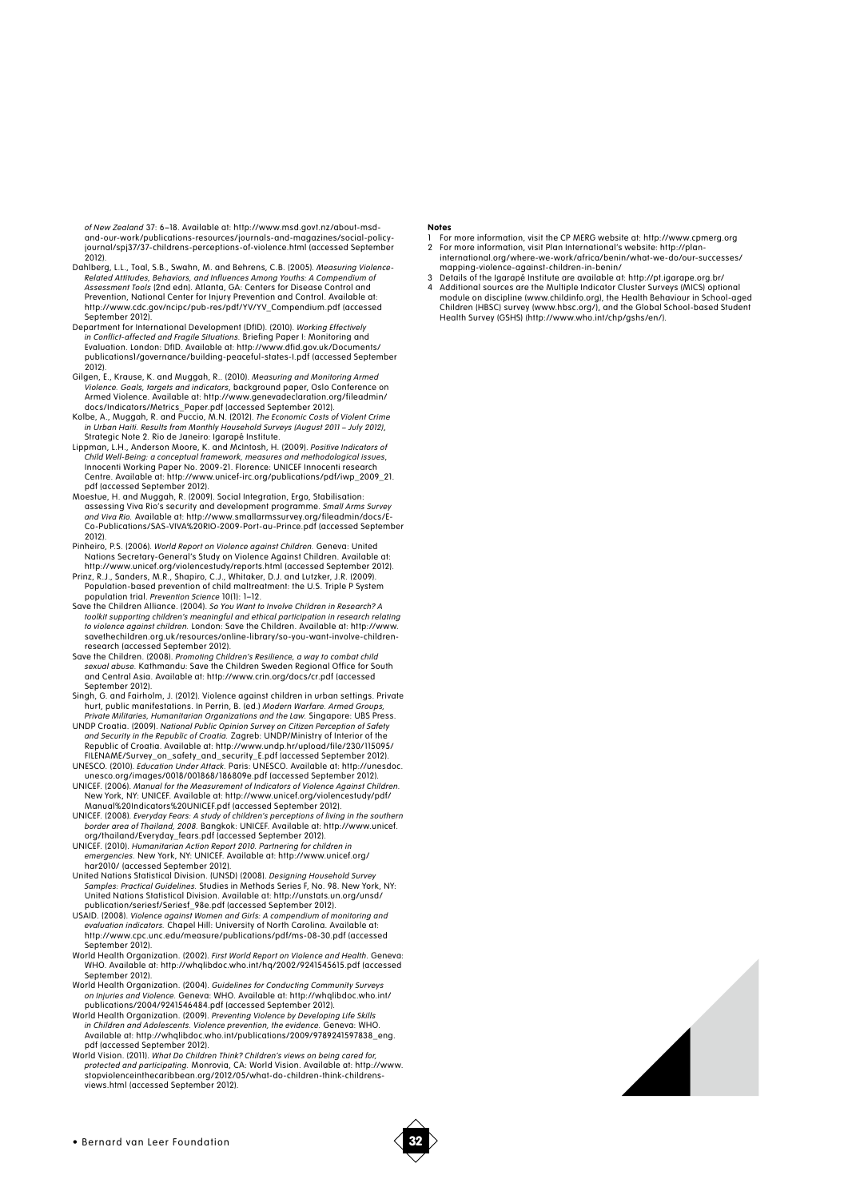*of New Zealand* 37: 6–18. Available at: http://www.msd.govt.nz/about-msd-and-our-work/publications-resources/journals-and-magazines/social-policy-journal/spj37/37-childrens-perceptions-of-violence.html (accessed September 2012).

Dahlberg, L.L., Toal, S.B., Swahn, M. and Behrens, C.B. (2005). *Measuring Violence-Related Attitudes, Behaviors, and Influences Among Youths: A Compendium of Assessment Tools* (2nd edn). Atlanta, GA: Centers for Disease Control and Prevention, National Center for Injury Prevention and Control. Available at: http://www.cdc.gov/ncipc/pub-res/pdf/YV/YV_Compendium.pdf (accessed September 2012).

Department for International Development (DfID). (2010). *Working Effectively in Conflict-affected and Fragile Situations.* Briefing Paper I: Monitoring and Evaluation. London: DfID. Available at: http://www.dfid.gov.uk/Documents/publications1/governance/building-peaceful-states-I.pdf (accessed September 2012).

Gilgen, E., Krause, K. and Muggah, R.. (2010). *Measuring and Monitoring Armed Violence. Goals, targets and indicators*, background paper, Oslo Conference on Armed Violence. Available at: http://www.genevadeclaration.org/fileadmin/docs/Indicators/Metrics_Paper.pdf (accessed September 2012).

Kolbe, A., Muggah, R. and Puccio, M.N. (2012). *The Economic Costs of Violent Crime in Urban Haiti. Results from Monthly Household Surveys (August 2011 – July 2012)*, Strategic Note 2. Rio de Janeiro: Igarapé Institute.

Lippman, L.H., Anderson Moore, K. and McIntosh, H. (2009). *Positive Indicators of Child Well-Being: a conceptual framework, measures and methodological issues*, Innocenti Working Paper No. 2009-21. Florence: UNICEF Innocenti research Centre. Available at: http://www.unicef-irc.org/publications/pdf/iwp_2009_21.pdf (accessed September 2012).

Moestue, H. and Muggah, R. (2009). Social Integration, Ergo, Stabilisation: assessing Viva Rio's security and development programme. *Small Arms Survey and Viva Rio.* Available at: http://www.smallarmssurvey.org/fileadmin/docs/E-Co-Publications/SAS-VIVA%20RIO-2009-Port-au-Prince.pdf (accessed September 2012).

Pinheiro, P.S. (2006). *World Report on Violence against Children.* Geneva: United Nations Secretary-General's Study on Violence Against Children. Available at: http://www.unicef.org/violencestudy/reports.html (accessed September 2012).

Prinz, R.J., Sanders, M.R., Shapiro, C.J., Whitaker, D.J. and Lutzker, J.R. (2009). Population-based prevention of child maltreatment: the U.S. Triple P System population trial. *Prevention Science* 10(1): 1–12.

Save the Children Alliance. (2004). *So You Want to Involve Children in Research? A toolkit supporting children's meaningful and ethical participation in research relating to violence against children.* London: Save the Children. Available at: http://www.savethechildren.org.uk/resources/online-library/so-you-want-involve-children-research (accessed September 2012).

Save the Children. (2008). *Promoting Children's Resilience, a way to combat child sexual abuse.* Kathmandu: Save the Children Sweden Regional Office for South and Central Asia. Available at: http://www.crin.org/docs/cr.pdf (accessed September 2012).

Singh, G. and Fairholm, J. (2012). Violence against children in urban settings. Private hurt, public manifestations. In Perrin, B. (ed.) *Modern Warfare. Armed Groups, Private Militaries, Humanitarian Organizations and the Law.* Singapore: UBS Press.

UNDP Croatia. (2009). *National Public Opinion Survey on Citizen Perception of Safety and Security in the Republic of Croatia.* Zagreb: UNDP/Ministry of Interior of the Republic of Croatia. Available at: http://www.undp.hr/upload/file/230/115095/FILENAME/Survey_on_safety_and_security_E.pdf (accessed September 2012).

UNESCO. (2010). *Education Under Attack.* Paris: UNESCO. Available at: http://unesdoc.unesco.org/images/0018/001868/186809e.pdf (accessed September 2012).

UNICEF. (2006). *Manual for the Measurement of Indicators of Violence Against Children.* New York, NY: UNICEF. Available at: http://www.unicef.org/violencestudy/pdf/Manual%20Indicators%20UNICEF.pdf (accessed September 2012).

UNICEF. (2008). *Everyday Fears. A study of children's perceptions of living in the southern border area of Thailand, 2008.* Bangkok: UNICEF. Available at: http://www.unicef.org/thailand/Everyday_fears.pdf (accessed September 2012).

UNICEF. (2010). *Humanitarian Action Report 2010. Partnering for children in emergencies.* New York, NY: UNICEF. Available at: http://www.unicef.org/har2010/ (accessed September 2012).

United Nations Statistical Division. (UNSD) (2008). *Designing Household Survey Samples: Practical Guidelines.* Studies in Methods Series F, No. 98. New York, NY: United Nations Statistical Division. Available at: http://unstats.un.org/unsd/publication/seriesf/Seriesf_98e.pdf (accessed September 2012).

USAID. (2008). *Violence against Women and Girls: A compendium of monitoring and evaluation indicators.* Chapel Hill: University of North Carolina. Available at: http://www.cpc.unc.edu/measure/publications/pdf/ms-08-30.pdf (accessed September 2012).

World Health Organization. (2002). *First World Report on Violence and Health.* Geneva: WHO. Available at: http://whqlibdoc.who.int/hq/2002/9241545615.pdf (accessed September 2012).

World Health Organization. (2004). *Guidelines for Conducting Community Surveys on Injuries and Violence.* Geneva: WHO. Available at: http://whqlibdoc.who.int/publications/2004/9241546484.pdf (accessed September 2012).

World Health Organization. (2009). *Preventing Violence by Developing Life Skills in Children and Adolescents. Violence prevention, the evidence.* Geneva: WHO. Available at: http://whqlibdoc.who.int/publications/2009/9789241597838_eng.pdf (accessed September 2012).

World Vision. (2011). *What Do Children Think? Children's views on being cared for, protected and participating.* Monrovia, CA: World Vision. Available at: http://www.stopviolenceinthecaribbean.org/2012/05/what-do-children-think-childrens-views.html (accessed September 2012).

**Notes**

1. For more information, visit the CP MERG website at: http://www.cpmerg.org
2. For more information, visit Plan International's website: http://plan-international.org/where-we-work/africa/benin/what-we-do/our-successes/mapping-violence-against-children-in-benin/
3. Details of the Igarapé Institute are available at: http://pt.igarape.org.br/
4. Additional sources are the Multiple Indicator Cluster Surveys (MICS) optional module on discipline (www.childinfo.org), the Health Behaviour in School-aged Children (HBSC) survey (www.hbsc.org/), and the Global School-based Student Health Survey (GSHS) (http://www.who.int/chp/gshs/en/).